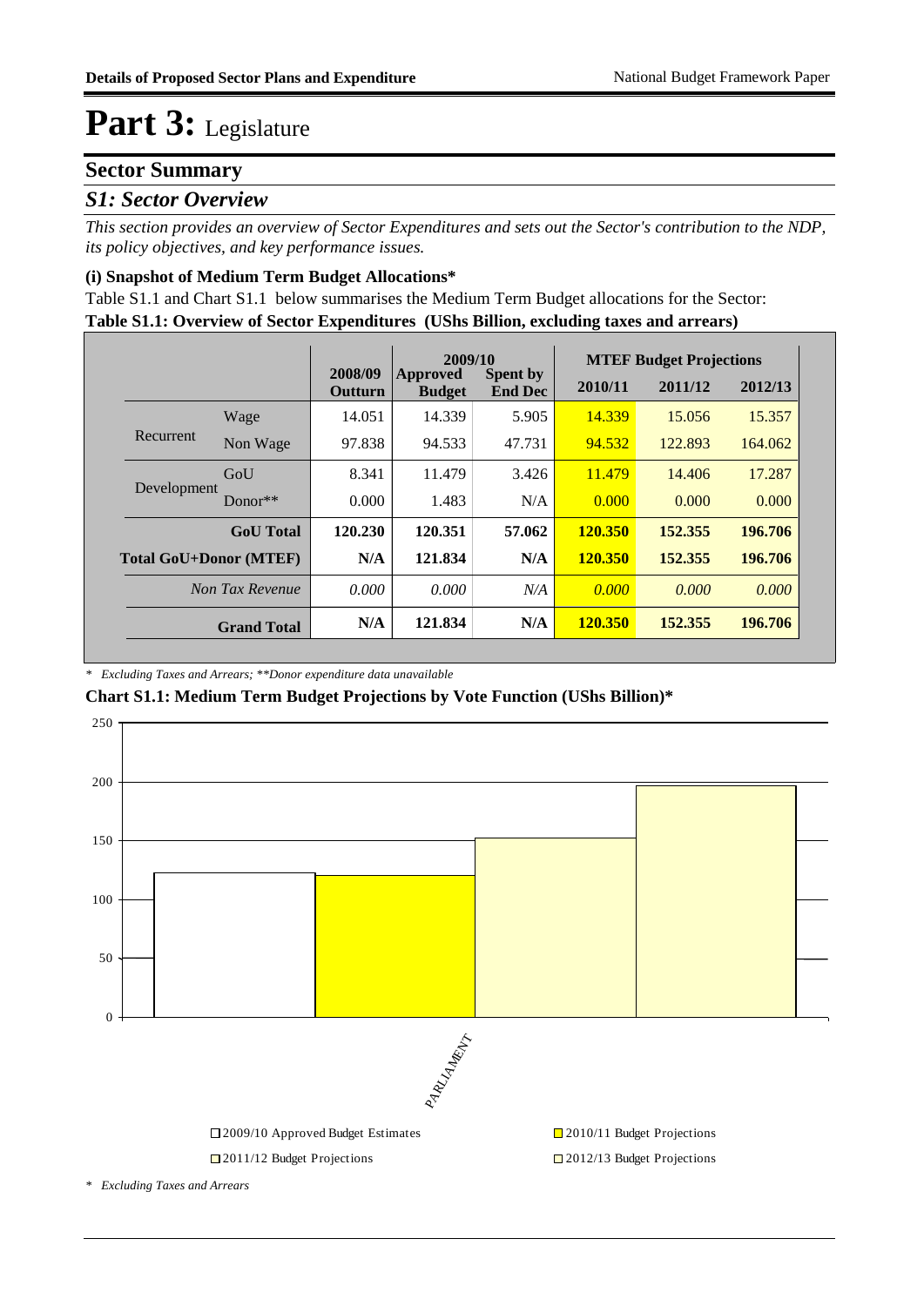# Part 3: Legislature

## Sector Summary

### *S1: Sector Overview*

*This section provides an overview of Sector Expenditures and sets out the Sector's contribution to the NDP, its policy objectives, and key performance issues.*

#### (i) Snapshot of Medium Term Budget Allocations*

Table S1.1 and Chart S1.1 below summarises the Medium Term Budget allocations for the Sector:

**Table S1.1: Overview of Sector Expenditures (UShs Billion, excluding taxes and arrears)**

| | | 2008/09 Outturn | 2009/10 Approved Budget | 2009/10 Spent by End Dec | MTEF Budget Projections 2010/11 | 2011/12 | 2012/13 |
|---|---|---|---|---|---|---|---|
| Recurrent | Wage | 14.051 | 14.339 | 5.905 | 14.339 | 15.056 | 15.357 |
| | Non Wage | 97.838 | 94.533 | 47.731 | 94.532 | 122.893 | 164.062 |
| Development | GoU | 8.341 | 11.479 | 3.426 | 11.479 | 14.406 | 17.287 |
| | Donor** | 0.000 | 1.483 | N/A | 0.000 | 0.000 | 0.000 |
| **GoU Total** | | **120.230** | **120.351** | **57.062** | **120.350** | **152.355** | **196.706** |
| **Total GoU+Donor (MTEF)** | | **N/A** | **121.834** | **N/A** | **120.350** | **152.355** | **196.706** |
| *Non Tax Revenue* | | *0.000* | *0.000* | *N/A* | *0.000* | *0.000* | *0.000* |
| **Grand Total** | | **N/A** | **121.834** | **N/A** | **120.350** | **152.355** | **196.706** |

*\* Excluding Taxes and Arrears; \*\*Donor expenditure data unavailable*

**Chart S1.1: Medium Term Budget Projections by Vote Function (UShs Billion)***

*\* Excluding Taxes and Arrears*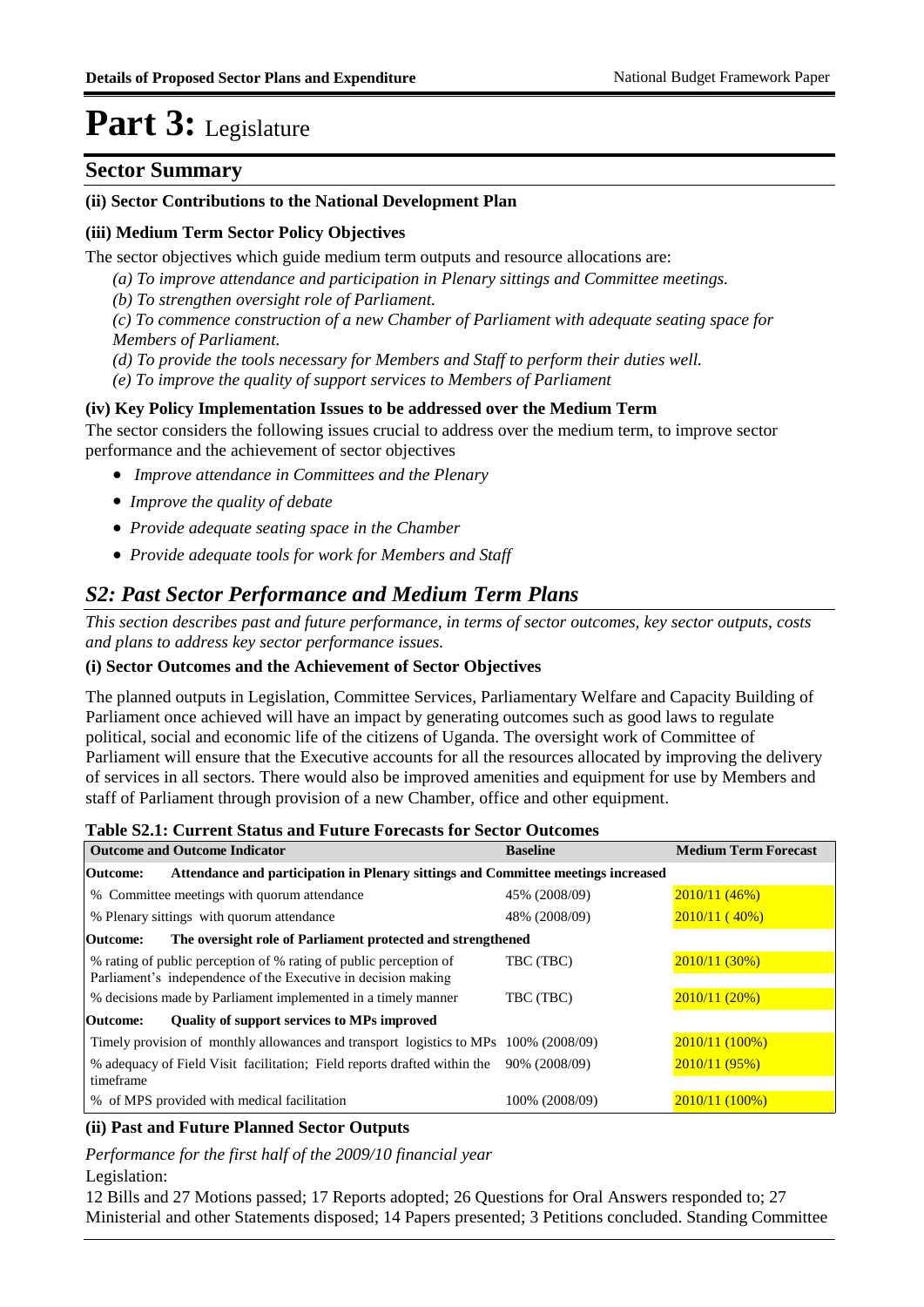# Part 3: Legislature

## Sector Summary

**(ii) Sector Contributions to the National Development Plan**

**(iii) Medium Term Sector Policy Objectives**

The sector objectives which guide medium term outputs and resource allocations are:

*(a) To improve attendance and participation in Plenary sittings and Committee meetings.*
*(b) To strengthen oversight role of Parliament.*
*(c) To commence construction of a new Chamber of Parliament with adequate seating space for Members of Parliament.*
*(d) To provide the tools necessary for Members and Staff to perform their duties well.*
*(e) To improve the quality of support services to Members of Parliament*

**(iv) Key Policy Implementation Issues to be addressed over the Medium Term**

The sector considers the following issues crucial to address over the medium term, to improve sector performance and the achievement of sector objectives

- *Improve attendance in Committees and the Plenary*
- *Improve the quality of debate*
- *Provide adequate seating space in the Chamber*
- *Provide adequate tools for work for Members and Staff*

## *S2: Past Sector Performance and Medium Term Plans*

*This section describes past and future performance, in terms of sector outcomes, key sector outputs, costs and plans to address key sector performance issues.*

**(i) Sector Outcomes and the Achievement of Sector Objectives**

The planned outputs in Legislation, Committee Services, Parliamentary Welfare and Capacity Building of Parliament once achieved will have an impact by generating outcomes such as good laws to regulate political, social and economic life of the citizens of Uganda. The oversight work of Committee of Parliament will ensure that the Executive accounts for all the resources allocated by improving the delivery of services in all sectors. There would also be improved amenities and equipment for use by Members and staff of Parliament through provision of a new Chamber, office and other equipment.

**Table S2.1: Current Status and Future Forecasts for Sector Outcomes**

| Outcome and Outcome Indicator | Baseline | Medium Term Forecast |
|---|---|---|
| **Outcome: Attendance and participation in Plenary sittings and Committee meetings increased** | | |
| % Committee meetings with quorum attendance | 45% (2008/09) | 2010/11 (46%) |
| % Plenary sittings with quorum attendance | 48% (2008/09) | 2010/11 ( 40%) |
| **Outcome: The oversight role of Parliament protected and strengthened** | | |
| % rating of public perception of % rating of public perception of Parliament's independence of the Executive in decision making | TBC (TBC) | 2010/11 (30%) |
| % decisions made by Parliament implemented in a timely manner | TBC (TBC) | 2010/11 (20%) |
| **Outcome: Quality of support services to MPs improved** | | |
| Timely provision of monthly allowances and transport logistics to MPs | 100% (2008/09) | 2010/11 (100%) |
| % adequacy of Field Visit facilitation; Field reports drafted within the timeframe | 90% (2008/09) | 2010/11 (95%) |
| % of MPS provided with medical facilitation | 100% (2008/09) | 2010/11 (100%) |

**(ii) Past and Future Planned Sector Outputs**

*Performance for the first half of the 2009/10 financial year*

Legislation:

12 Bills and 27 Motions passed; 17 Reports adopted; 26 Questions for Oral Answers responded to; 27 Ministerial and other Statements disposed; 14 Papers presented; 3 Petitions concluded. Standing Committee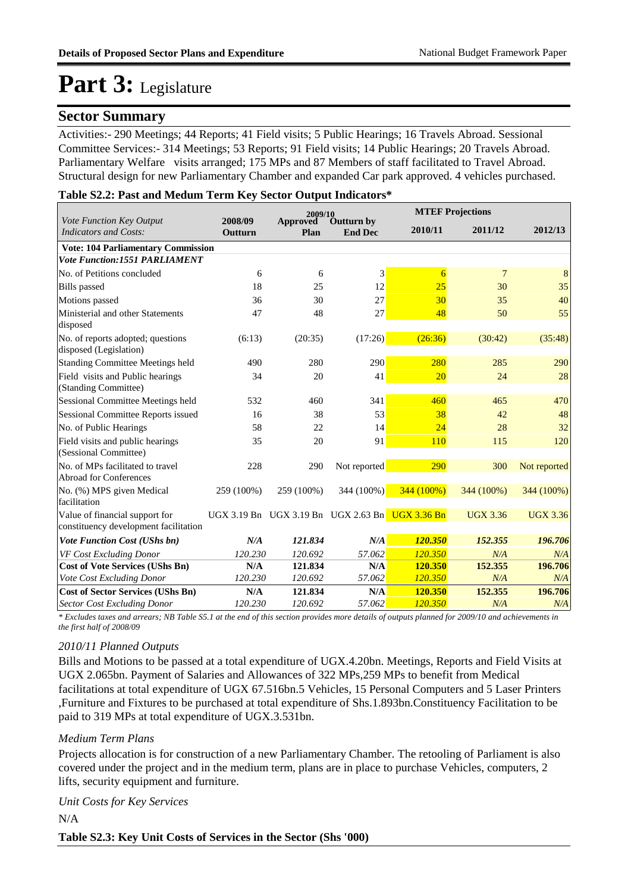# Part 3: Legislature

## Sector Summary

Activities:- 290 Meetings; 44 Reports; 41 Field visits; 5 Public Hearings; 16 Travels Abroad. Sessional Committee Services:- 314 Meetings; 53 Reports; 91 Field visits; 14 Public Hearings; 20 Travels Abroad. Parliamentary Welfare visits arranged; 175 MPs and 87 Members of staff facilitated to Travel Abroad. Structural design for new Parliamentary Chamber and expanded Car park approved. 4 vehicles purchased.

**Table S2.2: Past and Medum Term Key Sector Output Indicators***

| *Vote Function Key Output Indicators and Costs:* | 2008/09 Outturn | 2009/10 Approved Plan | 2009/10 Outturn by End Dec | MTEF Projections 2010/11 | 2011/12 | 2012/13 |
|---|---|---|---|---|---|---|
| **Vote: 104 Parliamentary Commission** | | | | | | |
| ***Vote Function:1551 PARLIAMENT*** | | | | | | |
| No. of Petitions concluded | 6 | 6 | 3 | 6 | 7 | 8 |
| Bills passed | 18 | 25 | 12 | 25 | 30 | 35 |
| Motions passed | 36 | 30 | 27 | 30 | 35 | 40 |
| Ministerial and other Statements disposed | 47 | 48 | 27 | 48 | 50 | 55 |
| No. of reports adopted; questions disposed (Legislation) | (6:13) | (20:35) | (17:26) | (26:36) | (30:42) | (35:48) |
| Standing Committee Meetings held | 490 | 280 | 290 | 280 | 285 | 290 |
| Field visits and Public hearings (Standing Committee) | 34 | 20 | 41 | 20 | 24 | 28 |
| Sessional Committee Meetings held | 532 | 460 | 341 | 460 | 465 | 470 |
| Sessional Committee Reports issued | 16 | 38 | 53 | 38 | 42 | 48 |
| No. of Public Hearings | 58 | 22 | 14 | 24 | 28 | 32 |
| Field visits and public hearings (Sessional Committee) | 35 | 20 | 91 | 110 | 115 | 120 |
| No. of MPs facilitated to travel Abroad for Conferences | 228 | 290 | Not reported | 290 | 300 | Not reported |
| No. (%) MPS given Medical facilitation | 259 (100%) | 259 (100%) | 344 (100%) | 344 (100%) | 344 (100%) | 344 (100%) |
| Value of financial support for constituency development facilitation | UGX 3.19 Bn | UGX 3.19 Bn | UGX 2.63 Bn | UGX 3.36 Bn | UGX 3.36 | UGX 3.36 |
| ***Vote Function Cost (UShs bn)*** | ***N/A*** | ***121.834*** | ***N/A*** | ***120.350*** | ***152.355*** | ***196.706*** |
| *VF Cost Excluding Donor* | *120.230* | *120.692* | *57.062* | *120.350* | *N/A* | *N/A* |
| **Cost of Vote Services (UShs Bn)** | **N/A** | **121.834** | **N/A** | **120.350** | **152.355** | **196.706** |
| *Vote Cost Excluding Donor* | *120.230* | *120.692* | *57.062* | *120.350* | *N/A* | *N/A* |
| **Cost of Sector Services (UShs Bn)** | **N/A** | **121.834** | **N/A** | **120.350** | **152.355** | **196.706** |
| *Sector Cost Excluding Donor* | *120.230* | *120.692* | *57.062* | *120.350* | *N/A* | *N/A* |

*\* Excludes taxes and arrears; NB Table S5.1 at the end of this section provides more details of outputs planned for 2009/10 and achievements in the first half of 2008/09*

*2010/11 Planned Outputs*

Bills and Motions to be passed at a total expenditure of UGX.4.20bn. Meetings, Reports and Field Visits at UGX 2.065bn. Payment of Salaries and Allowances of 322 MPs,259 MPs to benefit from Medical facilitations at total expenditure of UGX 67.516bn.5 Vehicles, 15 Personal Computers and 5 Laser Printers ,Furniture and Fixtures to be purchased at total expenditure of Shs.1.893bn.Constituency Facilitation to be paid to 319 MPs at total expenditure of UGX.3.531bn.

*Medium Term Plans*

Projects allocation is for construction of a new Parliamentary Chamber. The retooling of Parliament is also covered under the project and in the medium term, plans are in place to purchase Vehicles, computers, 2 lifts, security equipment and furniture.

*Unit Costs for Key Services*

N/A

**Table S2.3: Key Unit Costs of Services in the Sector (Shs '000)**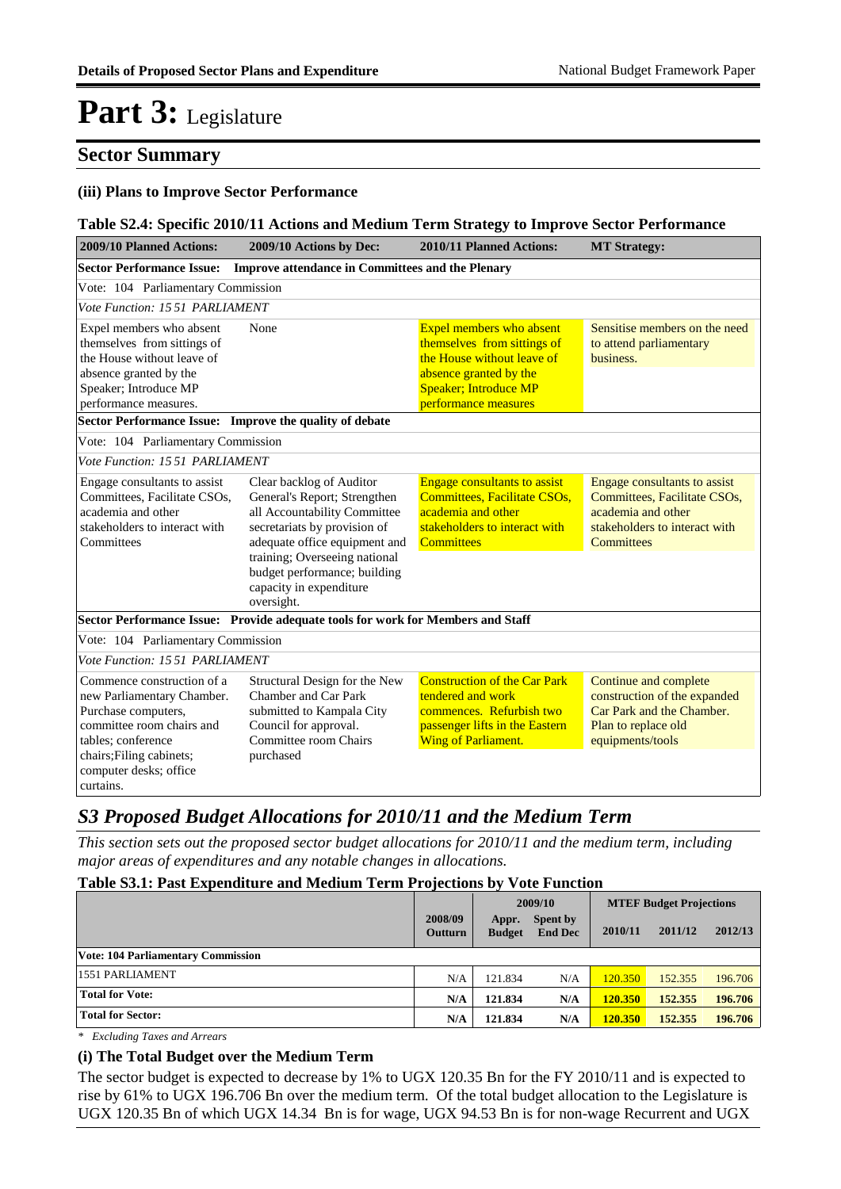# Part 3: Legislature

## Sector Summary

### (iii) Plans to Improve Sector Performance

**Table S2.4: Specific 2010/11 Actions and Medium Term Strategy to Improve Sector Performance**

| 2009/10 Planned Actions: | 2009/10 Actions by Dec: | 2010/11 Planned Actions: | MT Strategy: |
|---|---|---|---|
| **Sector Performance Issue: Improve attendance in Committees and the Plenary** | | | |
| Vote: 104 Parliamentary Commission | | | |
| *Vote Function: 15 51 PARLIAMENT* | | | |
| Expel members who absent themselves from sittings of the House without leave of absence granted by the Speaker; Introduce MP performance measures. | None | Expel members who absent themselves from sittings of the House without leave of absence granted by the Speaker; Introduce MP performance measures | Sensitise members on the need to attend parliamentary business. |
| **Sector Performance Issue: Improve the quality of debate** | | | |
| Vote: 104 Parliamentary Commission | | | |
| *Vote Function: 15 51 PARLIAMENT* | | | |
| Engage consultants to assist Committees, Facilitate CSOs, academia and other stakeholders to interact with Committees | Clear backlog of Auditor General's Report; Strengthen all Accountability Committee secretariats by provision of adequate office equipment and training; Overseeing national budget performance; building capacity in expenditure oversight. | Engage consultants to assist Committees, Facilitate CSOs, academia and other stakeholders to interact with Committees | Engage consultants to assist Committees, Facilitate CSOs, academia and other stakeholders to interact with Committees |
| **Sector Performance Issue: Provide adequate tools for work for Members and Staff** | | | |
| Vote: 104 Parliamentary Commission | | | |
| *Vote Function: 15 51 PARLIAMENT* | | | |
| Commence construction of a new Parliamentary Chamber. Purchase computers, committee room chairs and tables; conference chairs;Filing cabinets; computer desks; office curtains. | Structural Design for the New Chamber and Car Park submitted to Kampala City Council for approval. Committee room Chairs purchased | Construction of the Car Park tendered and work commences. Refurbish two passenger lifts in the Eastern Wing of Parliament. | Continue and complete construction of the expanded Car Park and the Chamber. Plan to replace old equipments/tools |

## *S3 Proposed Budget Allocations for 2010/11 and the Medium Term*

*This section sets out the proposed sector budget allocations for 2010/11 and the medium term, including major areas of expenditures and any notable changes in allocations.*

**Table S3.1: Past Expenditure and Medium Term Projections by Vote Function**

| | 2008/09 Outturn | 2009/10 Appr. Budget | 2009/10 Spent by End Dec | MTEF Budget Projections 2010/11 | 2011/12 | 2012/13 |
|---|---|---|---|---|---|---|
| **Vote: 104 Parliamentary Commission** | | | | | | |
| 1551 PARLIAMENT | N/A | 121.834 | N/A | 120.350 | 152.355 | 196.706 |
| **Total for Vote:** | **N/A** | **121.834** | **N/A** | **120.350** | **152.355** | **196.706** |
| **Total for Sector:** | **N/A** | **121.834** | **N/A** | **120.350** | **152.355** | **196.706** |

*\* Excluding Taxes and Arrears*

### (i) The Total Budget over the Medium Term

The sector budget is expected to decrease by 1% to UGX 120.35 Bn for the FY 2010/11 and is expected to rise by 61% to UGX 196.706 Bn over the medium term. Of the total budget allocation to the Legislature is UGX 120.35 Bn of which UGX 14.34 Bn is for wage, UGX 94.53 Bn is for non-wage Recurrent and UGX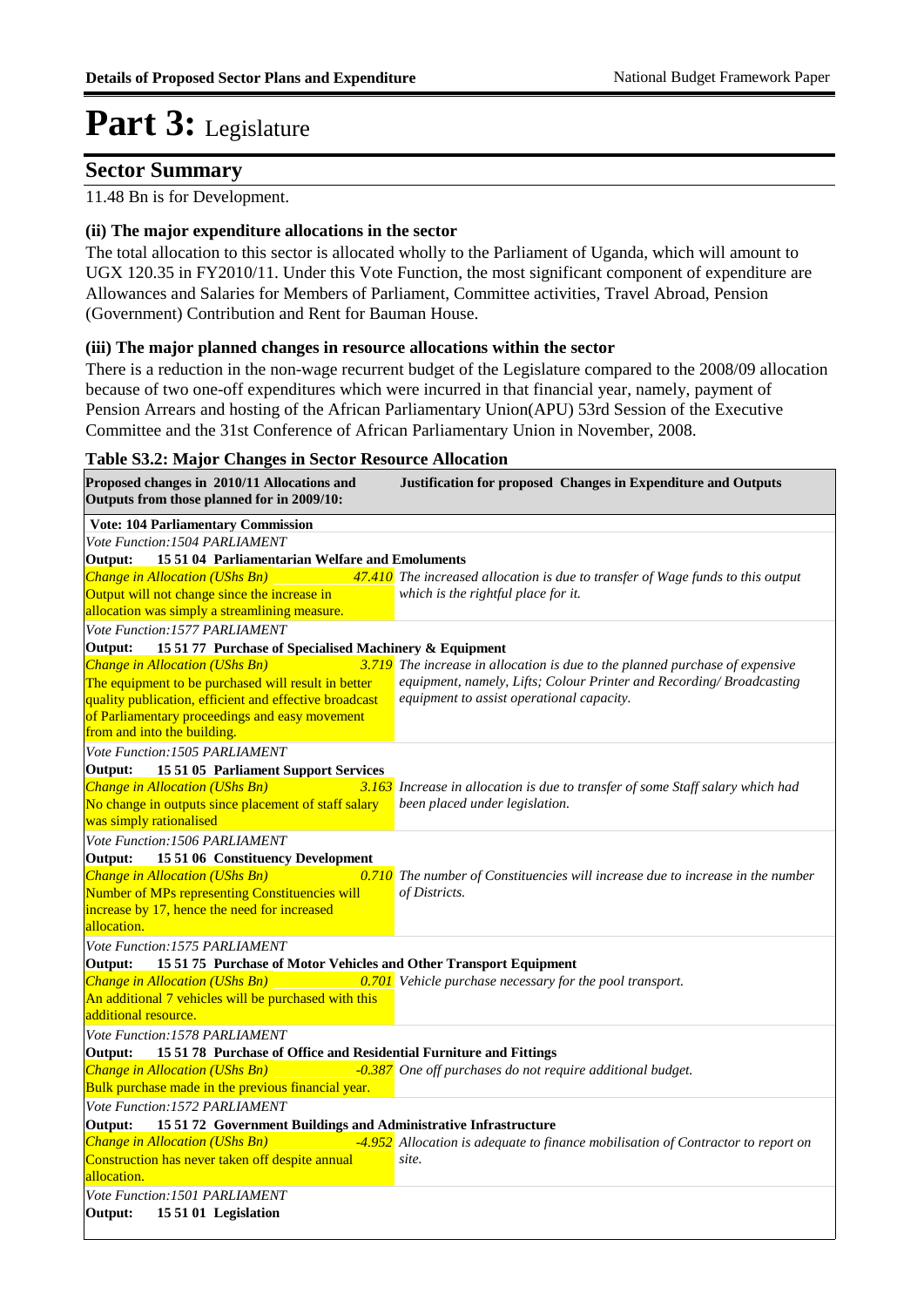# Part 3: Legislature

## Sector Summary

11.48 Bn is for Development.

### (ii) The major expenditure allocations in the sector

The total allocation to this sector is allocated wholly to the Parliament of Uganda, which will amount to UGX 120.35 in FY2010/11. Under this Vote Function, the most significant component of expenditure are Allowances and Salaries for Members of Parliament, Committee activities, Travel Abroad, Pension (Government) Contribution and Rent for Bauman House.

### (iii) The major planned changes in resource allocations within the sector

There is a reduction in the non-wage recurrent budget of the Legislature compared to the 2008/09 allocation because of two one-off expenditures which were incurred in that financial year, namely, payment of Pension Arrears and hosting of the African Parliamentary Union(APU) 53rd Session of the Executive Committee and the 31st Conference of African Parliamentary Union in November, 2008.

**Table S3.2: Major Changes in Sector Resource Allocation**

| Proposed changes in 2010/11 Allocations and Outputs from those planned for in 2009/10: | | Justification for proposed Changes in Expenditure and Outputs |
|---|---|---|
| **Vote: 104 Parliamentary Commission** | | |
| *Vote Function:1504 PARLIAMENT* | | |
| **Output: 15 51 04 Parliamentarian Welfare and Emoluments** | | |
| *Change in Allocation (UShs Bn)* Output will not change since the increase in allocation was simply a streamlining measure. | *47.410* | *The increased allocation is due to transfer of Wage funds to this output which is the rightful place for it.* |
| *Vote Function:1577 PARLIAMENT* | | |
| **Output: 15 51 77 Purchase of Specialised Machinery & Equipment** | | |
| *Change in Allocation (UShs Bn)* The equipment to be purchased will result in better quality publication, efficient and effective broadcast of Parliamentary proceedings and easy movement from and into the building. | *3.719* | *The increase in allocation is due to the planned purchase of expensive equipment, namely, Lifts; Colour Printer and Recording/ Broadcasting equipment to assist operational capacity.* |
| *Vote Function:1505 PARLIAMENT* | | |
| **Output: 15 51 05 Parliament Support Services** | | |
| *Change in Allocation (UShs Bn)* No change in outputs since placement of staff salary was simply rationalised | *3.163* | *Increase in allocation is due to transfer of some Staff salary which had been placed under legislation.* |
| *Vote Function:1506 PARLIAMENT* | | |
| **Output: 15 51 06 Constituency Development** | | |
| *Change in Allocation (UShs Bn)* Number of MPs representing Constituencies will increase by 17, hence the need for increased allocation. | *0.710* | *The number of Constituencies will increase due to increase in the number of Districts.* |
| *Vote Function:1575 PARLIAMENT* | | |
| **Output: 15 51 75 Purchase of Motor Vehicles and Other Transport Equipment** | | |
| *Change in Allocation (UShs Bn)* An additional 7 vehicles will be purchased with this additional resource. | *0.701* | *Vehicle purchase necessary for the pool transport.* |
| *Vote Function:1578 PARLIAMENT* | | |
| **Output: 15 51 78 Purchase of Office and Residential Furniture and Fittings** | | |
| *Change in Allocation (UShs Bn)* Bulk purchase made in the previous financial year. | *-0.387* | *One off purchases do not require additional budget.* |
| *Vote Function:1572 PARLIAMENT* | | |
| **Output: 15 51 72 Government Buildings and Administrative Infrastructure** | | |
| *Change in Allocation (UShs Bn)* Construction has never taken off despite annual allocation. | *-4.952* | *Allocation is adequate to finance mobilisation of Contractor to report on site.* |
| *Vote Function:1501 PARLIAMENT* | | |
| **Output: 15 51 01 Legislation** | | |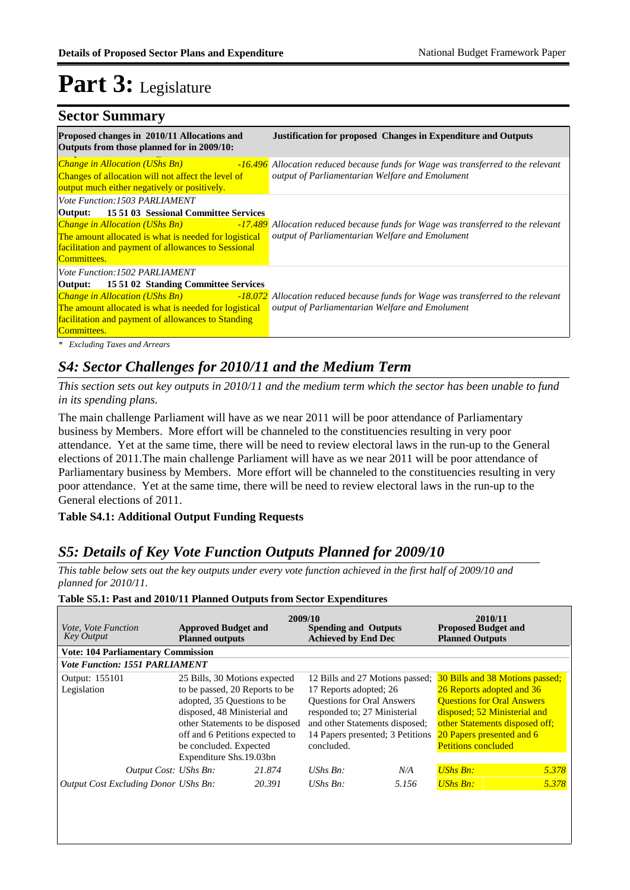# Part 3: Legislature

## Sector Summary

| Proposed changes in 2010/11 Allocations and Outputs from those planned for in 2009/10: | Justification for proposed Changes in Expenditure and Outputs |
|---|---|
| *Change in Allocation (UShs Bn)* *-16.496* Changes of allocation will not affect the level of output much either negatively or positively. | *Allocation reduced because funds for Wage was transferred to the relevant output of Parliamentarian Welfare and Emolument* |
| *Vote Function:1503 PARLIAMENT* **Output: 15 51 03 Sessional Committee Services** *Change in Allocation (UShs Bn)* *-17.489* The amount allocated is what is needed for logistical facilitation and payment of allowances to Sessional Committees. | *Allocation reduced because funds for Wage was transferred to the relevant output of Parliamentarian Welfare and Emolument* |
| *Vote Function:1502 PARLIAMENT* **Output: 15 51 02 Standing Committee Services** *Change in Allocation (UShs Bn)* *-18.072* The amount allocated is what is needed for logistical facilitation and payment of allowances to Standing Committees. | *Allocation reduced because funds for Wage was transferred to the relevant output of Parliamentarian Welfare and Emolument* |

*\* Excluding Taxes and Arrears*

## *S4: Sector Challenges for 2010/11 and the Medium Term*

*This section sets out key outputs in 2010/11 and the medium term which the sector has been unable to fund in its spending plans.*

The main challenge Parliament will have as we near 2011 will be poor attendance of Parliamentary business by Members. More effort will be channeled to the constituencies resulting in very poor attendance. Yet at the same time, there will be need to review electoral laws in the run-up to the General elections of 2011.The main challenge Parliament will have as we near 2011 will be poor attendance of Parliamentary business by Members. More effort will be channeled to the constituencies resulting in very poor attendance. Yet at the same time, there will be need to review electoral laws in the run-up to the General elections of 2011.

**Table S4.1: Additional Output Funding Requests**

## *S5: Details of Key Vote Function Outputs Planned for 2009/10*

*This table below sets out the key outputs under every vote function achieved in the first half of 2009/10 and planned for 2010/11.*

**Table S5.1: Past and 2010/11 Planned Outputs from Sector Expenditures**

| *Vote, Vote Function Key Output* | 2009/10 **Approved Budget and Planned outputs** | | **Spending and Outputs Achieved by End Dec** | | 2010/11 **Proposed Budget and Planned Outputs** | |
|---|---|---|---|---|---|---|
| **Vote: 104 Parliamentary Commission** | | | | | | |
| ***Vote Function: 1551 PARLIAMENT*** | | | | | | |
| Output: 155101 Legislation | 25 Bills, 30 Motions expected to be passed, 20 Reports to be adopted, 35 Questions to be disposed, 48 Ministerial and other Statements to be disposed off and 6 Petitions expected to be concluded. Expected Expenditure Shs.19.03bn | | 12 Bills and 27 Motions passed; 17 Reports adopted; 26 Questions for Oral Answers responded to; 27 Ministerial and other Statements disposed; 14 Papers presented; 3 Petitions concluded. | | 30 Bills and 38 Motions passed; 26 Reports adopted and 36 Questions for Oral Answers disposed; 52 Ministerial and other Statements disposed off; 20 Papers presented and 6 Petitions concluded | |
| *Output Cost:* | *UShs Bn:* | *21.874* | *UShs Bn:* | *N/A* | *UShs Bn:* | *5.378* |
| *Output Cost Excluding Donor* | *UShs Bn:* | *20.391* | *UShs Bn:* | *5.156* | *UShs Bn:* | *5.378* |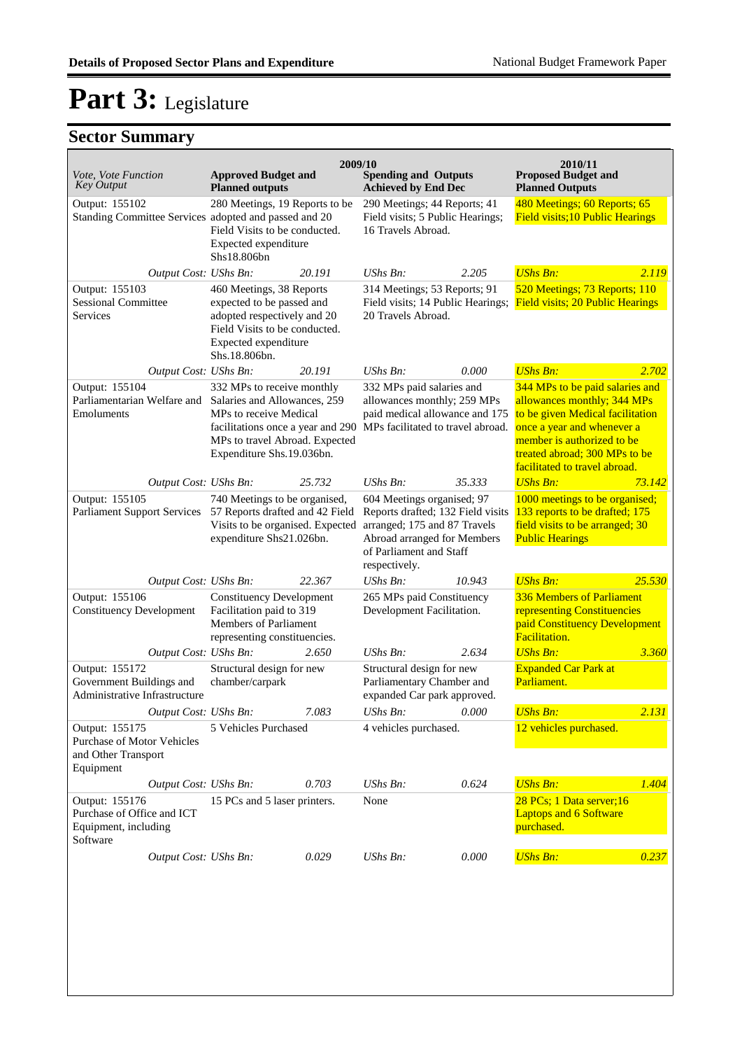# Part 3: Legislature

## Sector Summary

| Vote, Vote Function<br>Key Output | 2009/10<br>Approved Budget and Planned outputs | | 2009/10<br>Spending and Outputs Achieved by End Dec | | 2010/11<br>Proposed Budget and Planned Outputs | |
|---|---|---|---|---|---|---|
| Output: 155102<br>Standing Committee Services | 280 Meetings, 19 Reports to be adopted and passed and 20 Field Visits to be conducted. Expected expenditure Shs18.806bn | | 290 Meetings; 44 Reports; 41 Field visits; 5 Public Hearings; 16 Travels Abroad. | | 480 Meetings; 60 Reports; 65 Field visits;10 Public Hearings | |
| *Output Cost:* | *UShs Bn:* | *20.191* | *UShs Bn:* | *2.205* | *UShs Bn:* | *2.119* |
| Output: 155103<br>Sessional Committee Services | 460 Meetings, 38 Reports expected to be passed and adopted respectively and 20 Field Visits to be conducted. Expected expenditure Shs.18.806bn. | | 314 Meetings; 53 Reports; 91 Field visits; 14 Public Hearings; 20 Travels Abroad. | | 520 Meetings; 73 Reports; 110 Field visits; 20 Public Hearings | |
| *Output Cost:* | *UShs Bn:* | *20.191* | *UShs Bn:* | *0.000* | *UShs Bn:* | *2.702* |
| Output: 155104<br>Parliamentarian Welfare and Emoluments | 332 MPs to receive monthly Salaries and Allowances, 259 MPs to receive Medical facilitations once a year and 290 MPs to travel Abroad. Expected Expenditure Shs.19.036bn. | | 332 MPs paid salaries and allowances monthly; 259 MPs paid medical allowance and 175 MPs facilitated to travel abroad. | | 344 MPs to be paid salaries and allowances monthly; 344 MPs to be given Medical facilitation once a year and whenever a member is authorized to be treated abroad; 300 MPs to be facilitated to travel abroad. | |
| *Output Cost:* | *UShs Bn:* | *25.732* | *UShs Bn:* | *35.333* | *UShs Bn:* | *73.142* |
| Output: 155105<br>Parliament Support Services | 740 Meetings to be organised, 57 Reports drafted and 42 Field Visits to be organised. Expected expenditure Shs21.026bn. | | 604 Meetings organised; 97 Reports drafted; 132 Field visits arranged; 175 and 87 Travels Abroad arranged for Members of Parliament and Staff respectively. | | 1000 meetings to be organised; 133 reports to be drafted; 175 field visits to be arranged; 30 Public Hearings | |
| *Output Cost:* | *UShs Bn:* | *22.367* | *UShs Bn:* | *10.943* | *UShs Bn:* | *25.530* |
| Output: 155106<br>Constituency Development | Constituency Development Facilitation paid to 319 Members of Parliament representing constituencies. | | 265 MPs paid Constituency Development Facilitation. | | 336 Members of Parliament representing Constituencies paid Constituency Development Facilitation. | |
| *Output Cost:* | *UShs Bn:* | *2.650* | *UShs Bn:* | *2.634* | *UShs Bn:* | *3.360* |
| Output: 155172<br>Government Buildings and Administrative Infrastructure | Structural design for new chamber/carpark | | Structural design for new Parliamentary Chamber and expanded Car park approved. | | Expanded Car Park at Parliament. | |
| *Output Cost:* | *UShs Bn:* | *7.083* | *UShs Bn:* | *0.000* | *UShs Bn:* | *2.131* |
| Output: 155175<br>Purchase of Motor Vehicles and Other Transport Equipment | 5 Vehicles Purchased | | 4 vehicles purchased. | | 12 vehicles purchased. | |
| *Output Cost:* | *UShs Bn:* | *0.703* | *UShs Bn:* | *0.624* | *UShs Bn:* | *1.404* |
| Output: 155176<br>Purchase of Office and ICT Equipment, including Software | 15 PCs and 5 laser printers. | | None | | 28 PCs; 1 Data server;16 Laptops and 6 Software purchased. | |
| *Output Cost:* | *UShs Bn:* | *0.029* | *UShs Bn:* | *0.000* | *UShs Bn:* | *0.237* |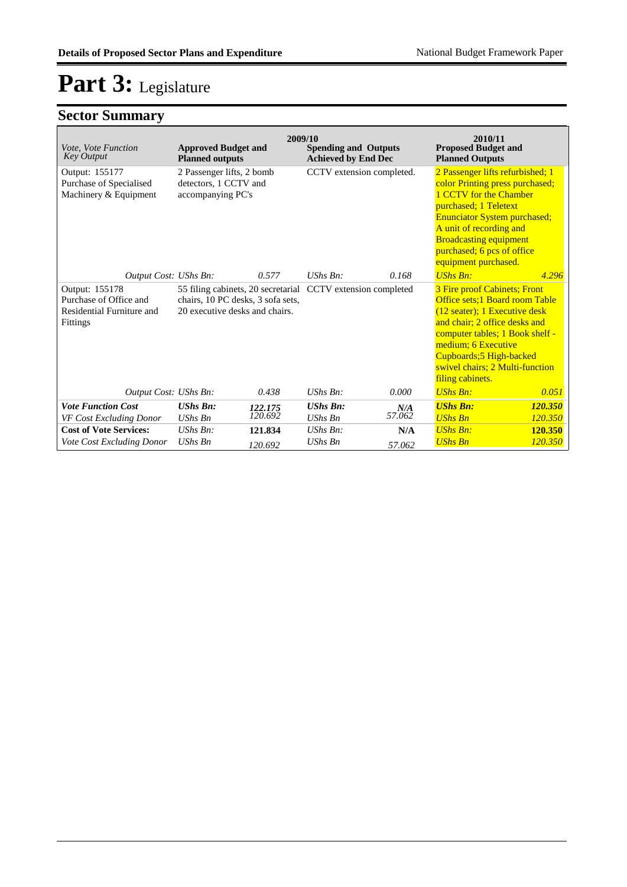# Part 3: Legislature

## Sector Summary

| *Vote, Vote Function Key Output* | 2009/10 **Approved Budget and Planned outputs** | | **Spending and Outputs Achieved by End Dec** | | 2010/11 **Proposed Budget and Planned Outputs** | |
|---|---|---|---|---|---|---|
| Output: 155177 Purchase of Specialised Machinery & Equipment | 2 Passenger lifts, 2 bomb detectors, 1 CCTV and accompanying PC's | | CCTV extension completed. | | 2 Passenger lifts refurbished; 1 color Printing press purchased; 1 CCTV for the Chamber purchased; 1 Teletext Enunciator System purchased; A unit of recording and Broadcasting equipment purchased; 6 pcs of office equipment purchased. | |
| *Output Cost: UShs Bn:* | | *0.577* | *UShs Bn:* | *0.168* | *UShs Bn:* | *4.296* |
| Output: 155178 Purchase of Office and Residential Furniture and Fittings | 55 filing cabinets, 20 secretarial chairs, 10 PC desks, 3 sofa sets, 20 executive desks and chairs. | | CCTV extension completed | | 3 Fire proof Cabinets; Front Office sets;1 Board room Table (12 seater); 1 Executive desk and chair; 2 office desks and computer tables; 1 Book shelf - medium; 6 Executive Cupboards;5 High-backed swivel chairs; 2 Multi-function filing cabinets. | |
| *Output Cost: UShs Bn:* | | *0.438* | *UShs Bn:* | *0.000* | *UShs Bn:* | *0.051* |
| ***Vote Function Cost*** | ***UShs Bn:*** | ***122.175*** | ***UShs Bn:*** | ***N/A*** | ***UShs Bn:*** | ***120.350*** |
| *VF Cost Excluding Donor* | *UShs Bn* | *120.692* | *UShs Bn* | *57.062* | *UShs Bn* | *120.350* |
| **Cost of Vote Services:** | *UShs Bn:* | **121.834** | *UShs Bn:* | **N/A** | *UShs Bn:* | **120.350** |
| *Vote Cost Excluding Donor* | *UShs Bn* | *120.692* | *UShs Bn* | *57.062* | *UShs Bn* | *120.350* |